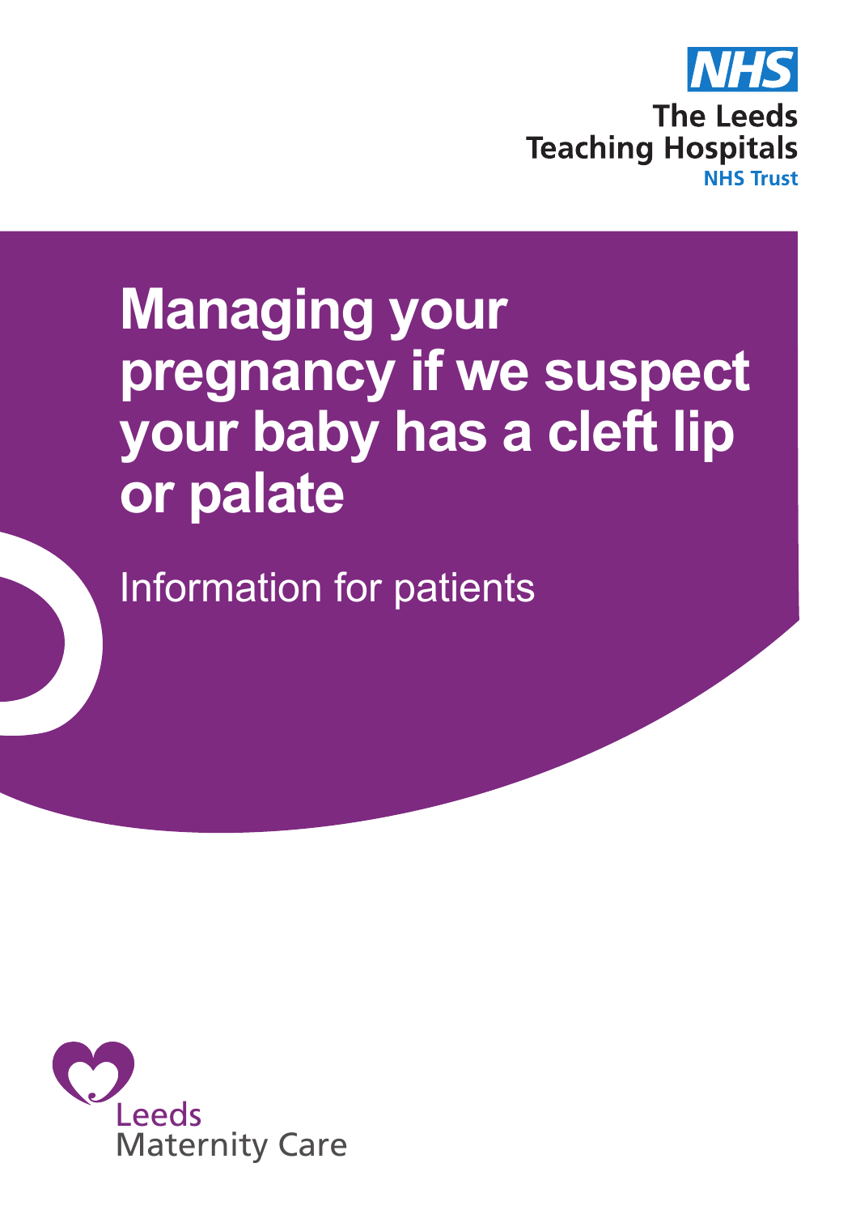NHS

The Leeds Teaching Hospitals
NHS Trust

# Managing your pregnancy if we suspect your baby has a cleft lip or palate

Information for patients

Leeds Maternity Care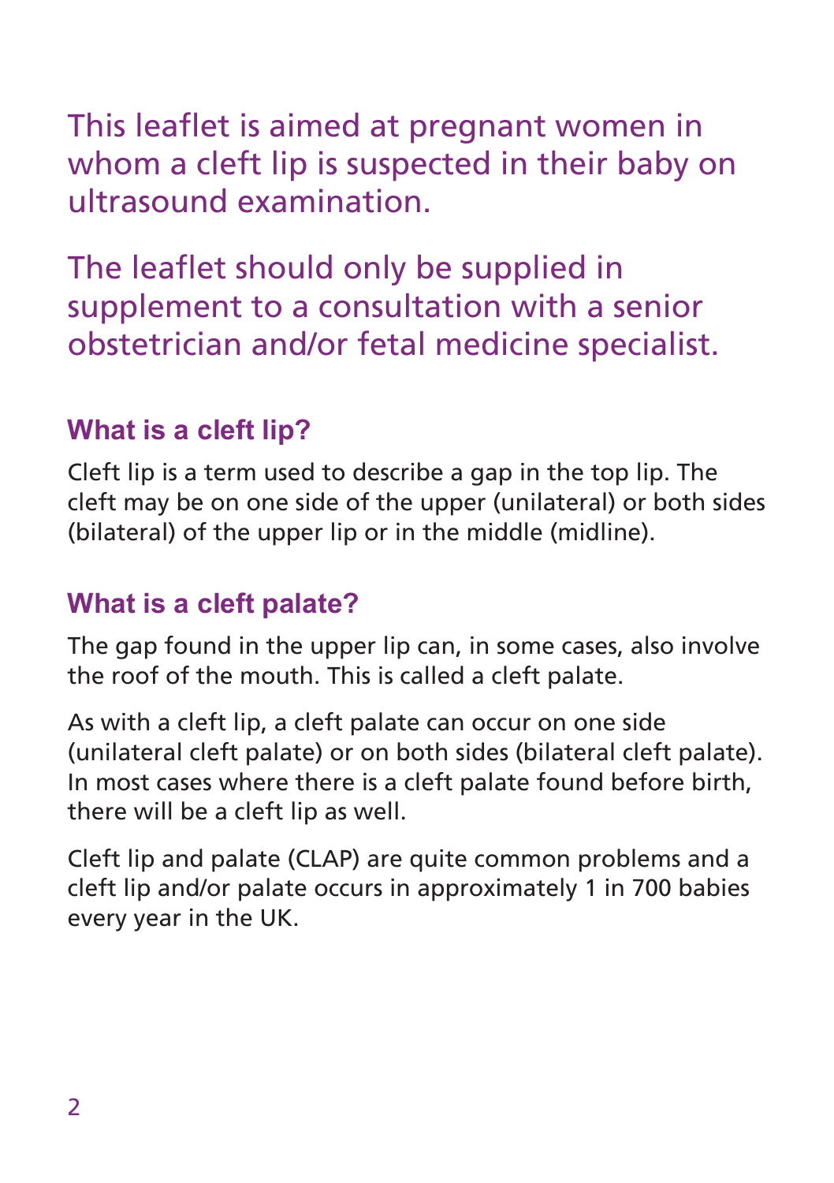This leaflet is aimed at pregnant women in whom a cleft lip is suspected in their baby on ultrasound examination.

The leaflet should only be supplied in supplement to a consultation with a senior obstetrician and/or fetal medicine specialist.

## What is a cleft lip?

Cleft lip is a term used to describe a gap in the top lip. The cleft may be on one side of the upper (unilateral) or both sides (bilateral) of the upper lip or in the middle (midline).

## What is a cleft palate?

The gap found in the upper lip can, in some cases, also involve the roof of the mouth. This is called a cleft palate.

As with a cleft lip, a cleft palate can occur on one side (unilateral cleft palate) or on both sides (bilateral cleft palate). In most cases where there is a cleft palate found before birth, there will be a cleft lip as well.

Cleft lip and palate (CLAP) are quite common problems and a cleft lip and/or palate occurs in approximately 1 in 700 babies every year in the UK.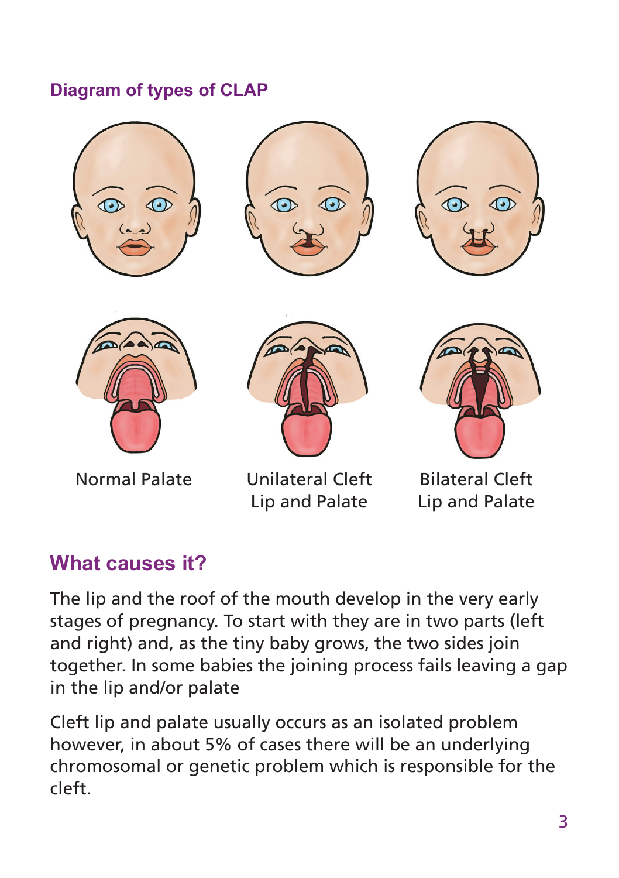## Diagram of types of CLAP

Normal Palate

Unilateral Cleft Lip and Palate

Bilateral Cleft Lip and Palate

## What causes it?

The lip and the roof of the mouth develop in the very early stages of pregnancy. To start with they are in two parts (left and right) and, as the tiny baby grows, the two sides join together. In some babies the joining process fails leaving a gap in the lip and/or palate

Cleft lip and palate usually occurs as an isolated problem however, in about 5% of cases there will be an underlying chromosomal or genetic problem which is responsible for the cleft.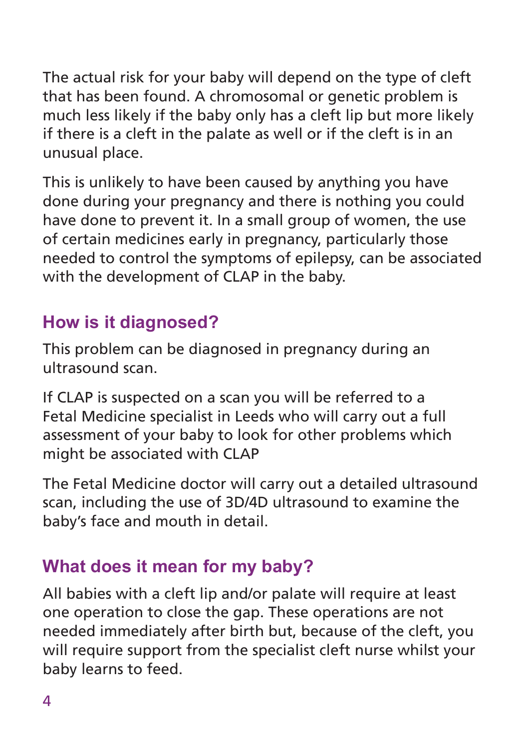The actual risk for your baby will depend on the type of cleft that has been found. A chromosomal or genetic problem is much less likely if the baby only has a cleft lip but more likely if there is a cleft in the palate as well or if the cleft is in an unusual place.

This is unlikely to have been caused by anything you have done during your pregnancy and there is nothing you could have done to prevent it. In a small group of women, the use of certain medicines early in pregnancy, particularly those needed to control the symptoms of epilepsy, can be associated with the development of CLAP in the baby.

## How is it diagnosed?

This problem can be diagnosed in pregnancy during an ultrasound scan.

If CLAP is suspected on a scan you will be referred to a Fetal Medicine specialist in Leeds who will carry out a full assessment of your baby to look for other problems which might be associated with CLAP

The Fetal Medicine doctor will carry out a detailed ultrasound scan, including the use of 3D/4D ultrasound to examine the baby's face and mouth in detail.

## What does it mean for my baby?

All babies with a cleft lip and/or palate will require at least one operation to close the gap. These operations are not needed immediately after birth but, because of the cleft, you will require support from the specialist cleft nurse whilst your baby learns to feed.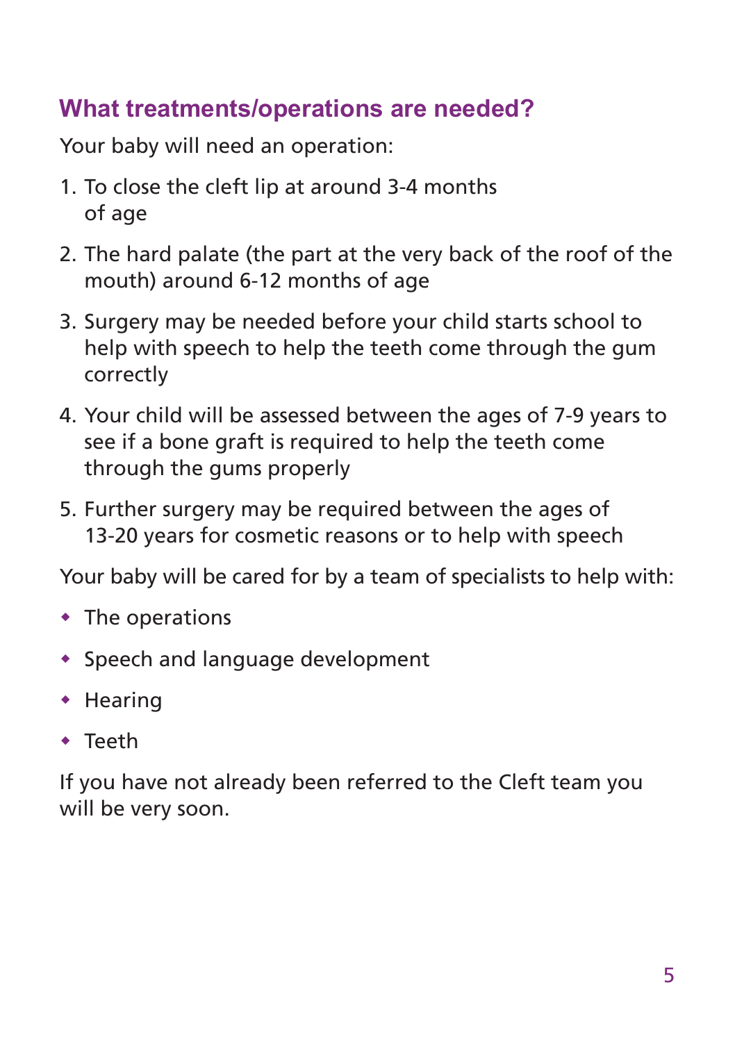## What treatments/operations are needed?

Your baby will need an operation:

1. To close the cleft lip at around 3-4 months of age
2. The hard palate (the part at the very back of the roof of the mouth) around 6-12 months of age
3. Surgery may be needed before your child starts school to help with speech to help the teeth come through the gum correctly
4. Your child will be assessed between the ages of 7-9 years to see if a bone graft is required to help the teeth come through the gums properly
5. Further surgery may be required between the ages of 13-20 years for cosmetic reasons or to help with speech

Your baby will be cared for by a team of specialists to help with:

- The operations
- Speech and language development
- Hearing
- Teeth

If you have not already been referred to the Cleft team you will be very soon.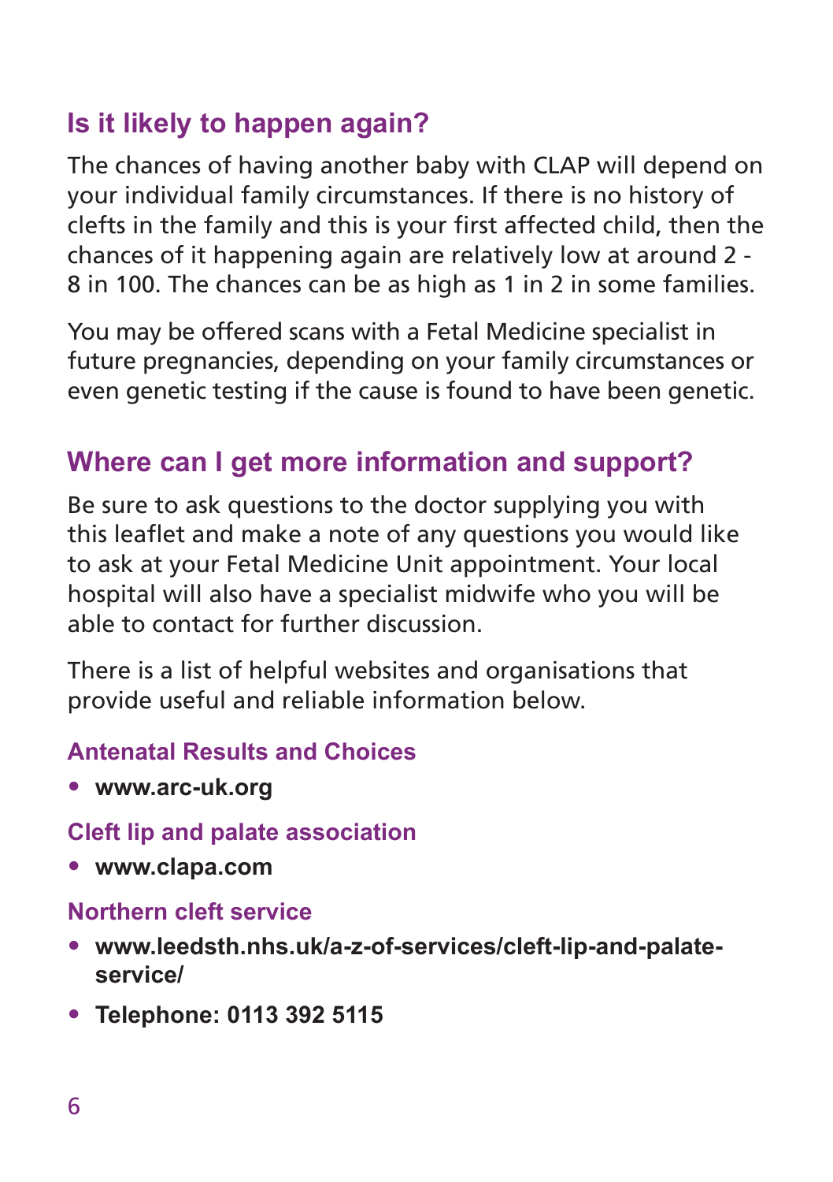## Is it likely to happen again?

The chances of having another baby with CLAP will depend on your individual family circumstances. If there is no history of clefts in the family and this is your first affected child, then the chances of it happening again are relatively low at around 2 - 8 in 100. The chances can be as high as 1 in 2 in some families.

You may be offered scans with a Fetal Medicine specialist in future pregnancies, depending on your family circumstances or even genetic testing if the cause is found to have been genetic.

## Where can I get more information and support?

Be sure to ask questions to the doctor supplying you with this leaflet and make a note of any questions you would like to ask at your Fetal Medicine Unit appointment. Your local hospital will also have a specialist midwife who you will be able to contact for further discussion.

There is a list of helpful websites and organisations that provide useful and reliable information below.

### Antenatal Results and Choices

- **www.arc-uk.org**

### Cleft lip and palate association

- **www.clapa.com**

### Northern cleft service

- **www.leedsth.nhs.uk/a-z-of-services/cleft-lip-and-palate-service/**
- **Telephone: 0113 392 5115**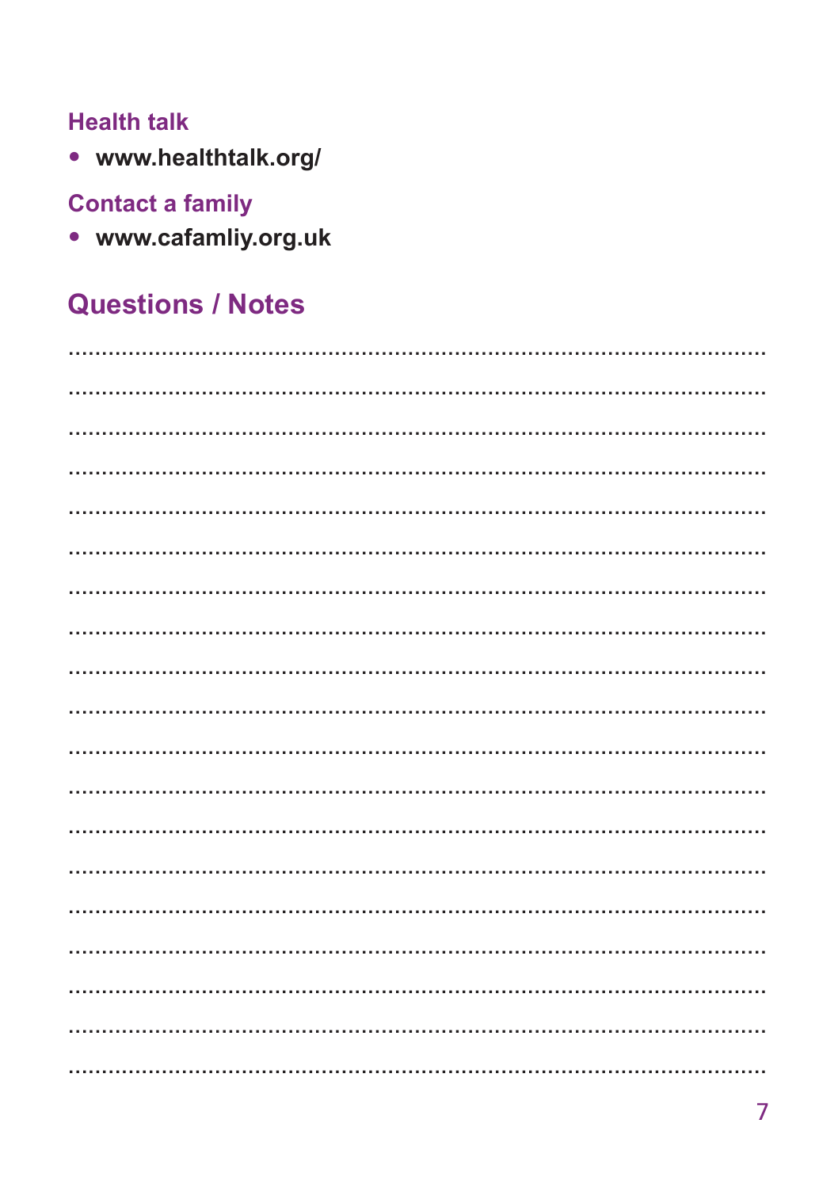### Health talk

- **www.healthtalk.org/**

### Contact a family

- **www.cafamliy.org.uk**

## Questions / Notes

..........................................................................................................

..........................................................................................................

..........................................................................................................

..........................................................................................................

..........................................................................................................

..........................................................................................................

..........................................................................................................

..........................................................................................................

..........................................................................................................

..........................................................................................................

..........................................................................................................

..........................................................................................................

..........................................................................................................

..........................................................................................................

..........................................................................................................

..........................................................................................................

..........................................................................................................

..........................................................................................................

..........................................................................................................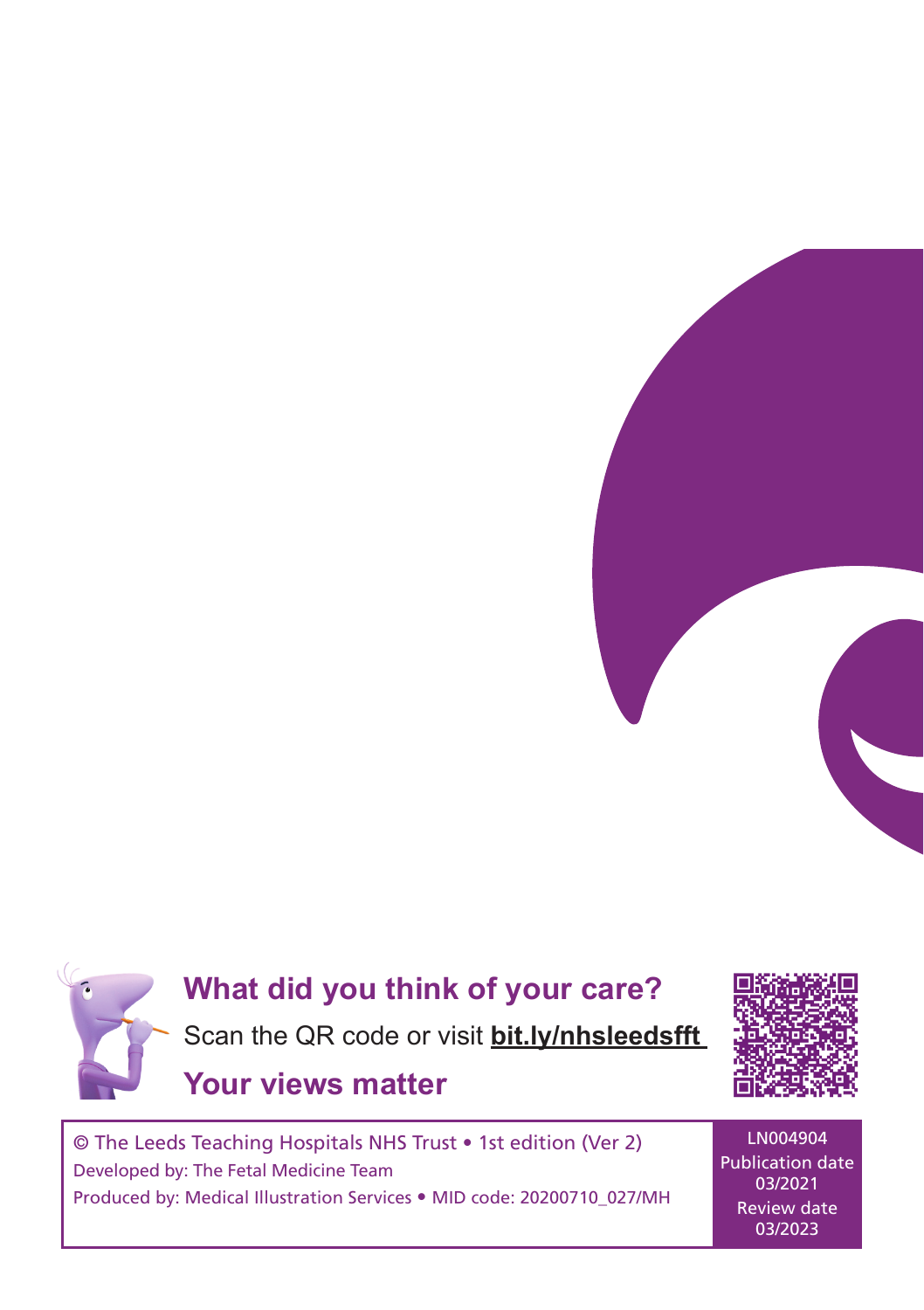## What did you think of your care?

Scan the QR code or visit **bit.ly/nhsleedsfft**

## Your views matter

© The Leeds Teaching Hospitals NHS Trust • 1st edition (Ver 2)
Developed by: The Fetal Medicine Team
Produced by: Medical Illustration Services • MID code: 20200710_027/MH

LN004904
Publication date
03/2021
Review date
03/2023